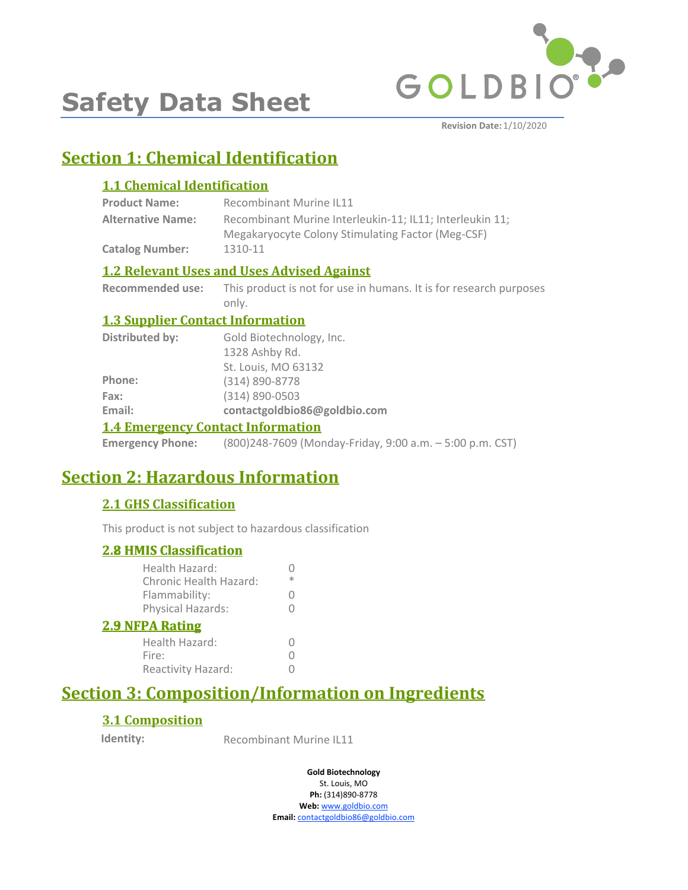# Safety Data Sheet

**Revision Date:** 1/10/2020

## Section 1: Chemical Identification

### 1.1 Chemical Identification

**Product Name:** Recombinant Murine IL11

**Alternative Name:** Recombinant Murine Interleukin-11; IL11; Interleukin 11; Megakaryocyte Colony Stimulating Factor (Meg-CSF)

**Catalog Number:** 1310-11

### 1.2 Relevant Uses and Uses Advised Against

**Recommended use:** This product is not for use in humans. It is for research purposes only.

### 1.3 Supplier Contact Information

**Distributed by:** Gold Biotechnology, Inc.
1328 Ashby Rd.
St. Louis, MO 63132

**Phone:** (314) 890-8778

**Fax:** (314) 890-0503

**Email:** **contactgoldbio86@goldbio.com**

### 1.4 Emergency Contact Information

**Emergency Phone:** (800)248-7609 (Monday-Friday, 9:00 a.m. – 5:00 p.m. CST)

## Section 2: Hazardous Information

### 2.1 GHS Classification

This product is not subject to hazardous classification

### 2.8 HMIS Classification

| | |
|---|---|
| Health Hazard: | 0 |
| Chronic Health Hazard: | * |
| Flammability: | 0 |
| Physical Hazards: | 0 |

### 2.9 NFPA Rating

| | |
|---|---|
| Health Hazard: | 0 |
| Fire: | 0 |
| Reactivity Hazard: | 0 |

## Section 3: Composition/Information on Ingredients

### 3.1 Composition

**Identity:** Recombinant Murine IL11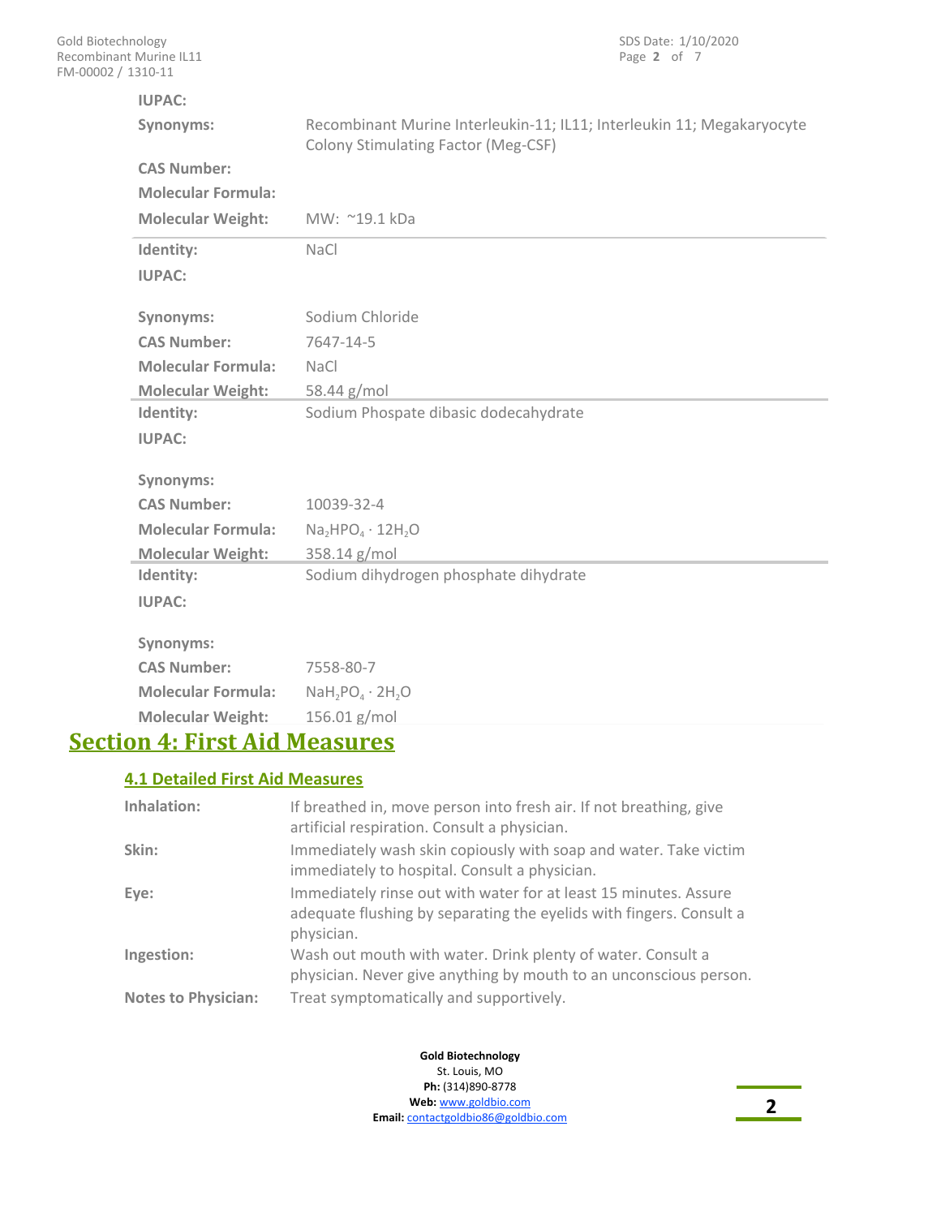| | |
|---|---|
| **IUPAC:** | |
| **Synonyms:** | Recombinant Murine Interleukin-11; IL11; Interleukin 11; Megakaryocyte Colony Stimulating Factor (Meg-CSF) |
| **CAS Number:** | |
| **Molecular Formula:** | |
| **Molecular Weight:** | MW: ~19.1 kDa |

| | |
|---|---|
| **Identity:** | NaCl |
| **IUPAC:** | |
| **Synonyms:** | Sodium Chloride |
| **CAS Number:** | 7647-14-5 |
| **Molecular Formula:** | NaCl |
| **Molecular Weight:** | 58.44 g/mol |

| | |
|---|---|
| **Identity:** | Sodium Phospate dibasic dodecahydrate |
| **IUPAC:** | |
| **Synonyms:** | |
| **CAS Number:** | 10039-32-4 |
| **Molecular Formula:** | $Na_2HPO_4 \cdot 12H_2O$ |
| **Molecular Weight:** | 358.14 g/mol |

| | |
|---|---|
| **Identity:** | Sodium dihydrogen phosphate dihydrate |
| **IUPAC:** | |
| **Synonyms:** | |
| **CAS Number:** | 7558-80-7 |
| **Molecular Formula:** | $NaH_2PO_4 \cdot 2H_2O$ |
| **Molecular Weight:** | 156.01 g/mol |

# Section 4: First Aid Measures

## 4.1 Detailed First Aid Measures

| | |
|---|---|
| **Inhalation:** | If breathed in, move person into fresh air. If not breathing, give artificial respiration. Consult a physician. |
| **Skin:** | Immediately wash skin copiously with soap and water. Take victim immediately to hospital. Consult a physician. |
| **Eye:** | Immediately rinse out with water for at least 15 minutes. Assure adequate flushing by separating the eyelids with fingers. Consult a physician. |
| **Ingestion:** | Wash out mouth with water. Drink plenty of water. Consult a physician. Never give anything by mouth to an unconscious person. |
| **Notes to Physician:** | Treat symptomatically and supportively. |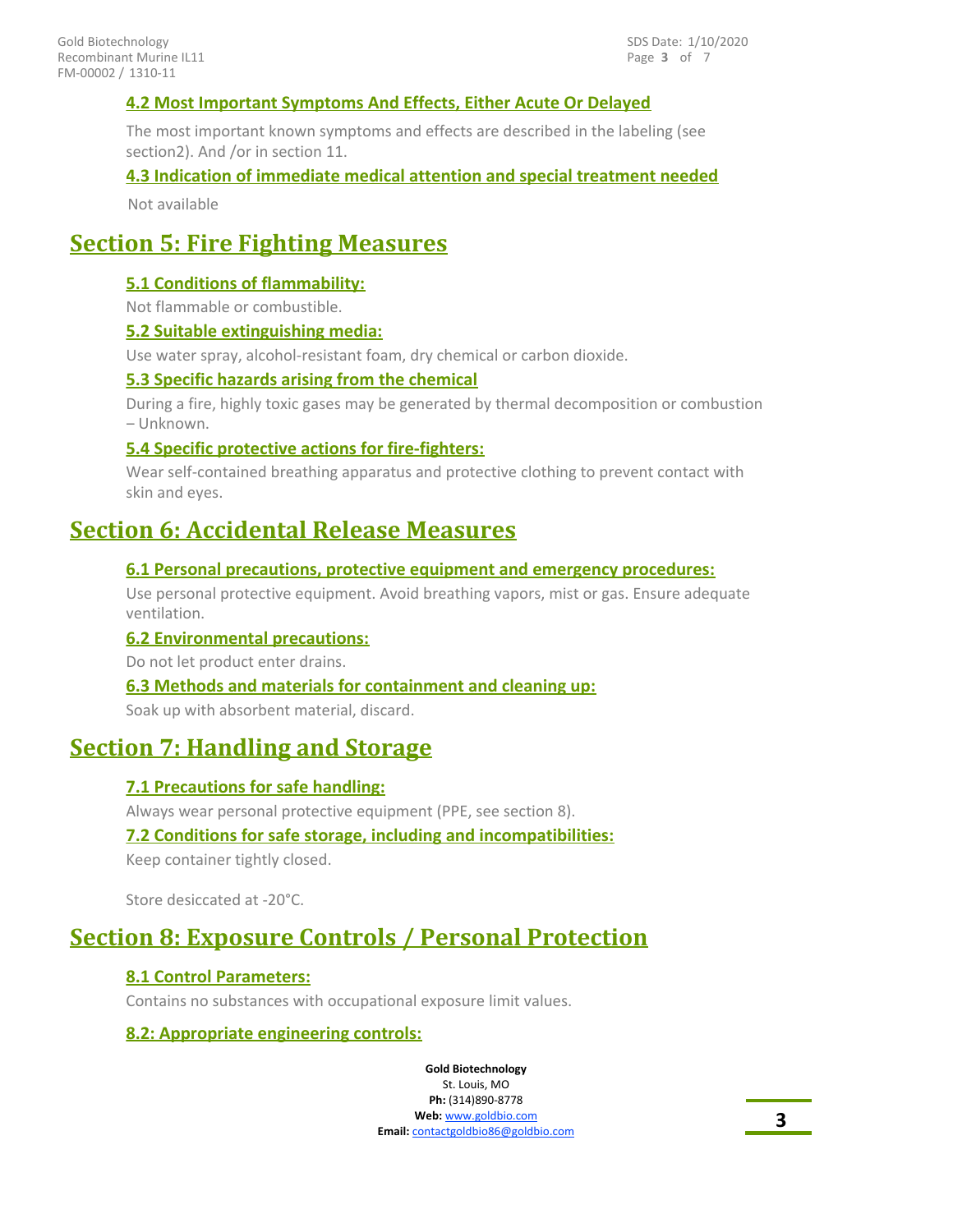### 4.2 Most Important Symptoms And Effects, Either Acute Or Delayed

The most important known symptoms and effects are described in the labeling (see section2). And /or in section 11.

### 4.3 Indication of immediate medical attention and special treatment needed

Not available

## Section 5: Fire Fighting Measures

### 5.1 Conditions of flammability:

Not flammable or combustible.

### 5.2 Suitable extinguishing media:

Use water spray, alcohol-resistant foam, dry chemical or carbon dioxide.

### 5.3 Specific hazards arising from the chemical

During a fire, highly toxic gases may be generated by thermal decomposition or combustion – Unknown.

### 5.4 Specific protective actions for fire-fighters:

Wear self-contained breathing apparatus and protective clothing to prevent contact with skin and eyes.

## Section 6: Accidental Release Measures

### 6.1 Personal precautions, protective equipment and emergency procedures:

Use personal protective equipment. Avoid breathing vapors, mist or gas. Ensure adequate ventilation.

### 6.2 Environmental precautions:

Do not let product enter drains.

### 6.3 Methods and materials for containment and cleaning up:

Soak up with absorbent material, discard.

## Section 7: Handling and Storage

### 7.1 Precautions for safe handling:

Always wear personal protective equipment (PPE, see section 8).

### 7.2 Conditions for safe storage, including and incompatibilities:

Keep container tightly closed.

Store desiccated at -20°C.

## Section 8: Exposure Controls / Personal Protection

### 8.1 Control Parameters:

Contains no substances with occupational exposure limit values.

### 8.2: Appropriate engineering controls: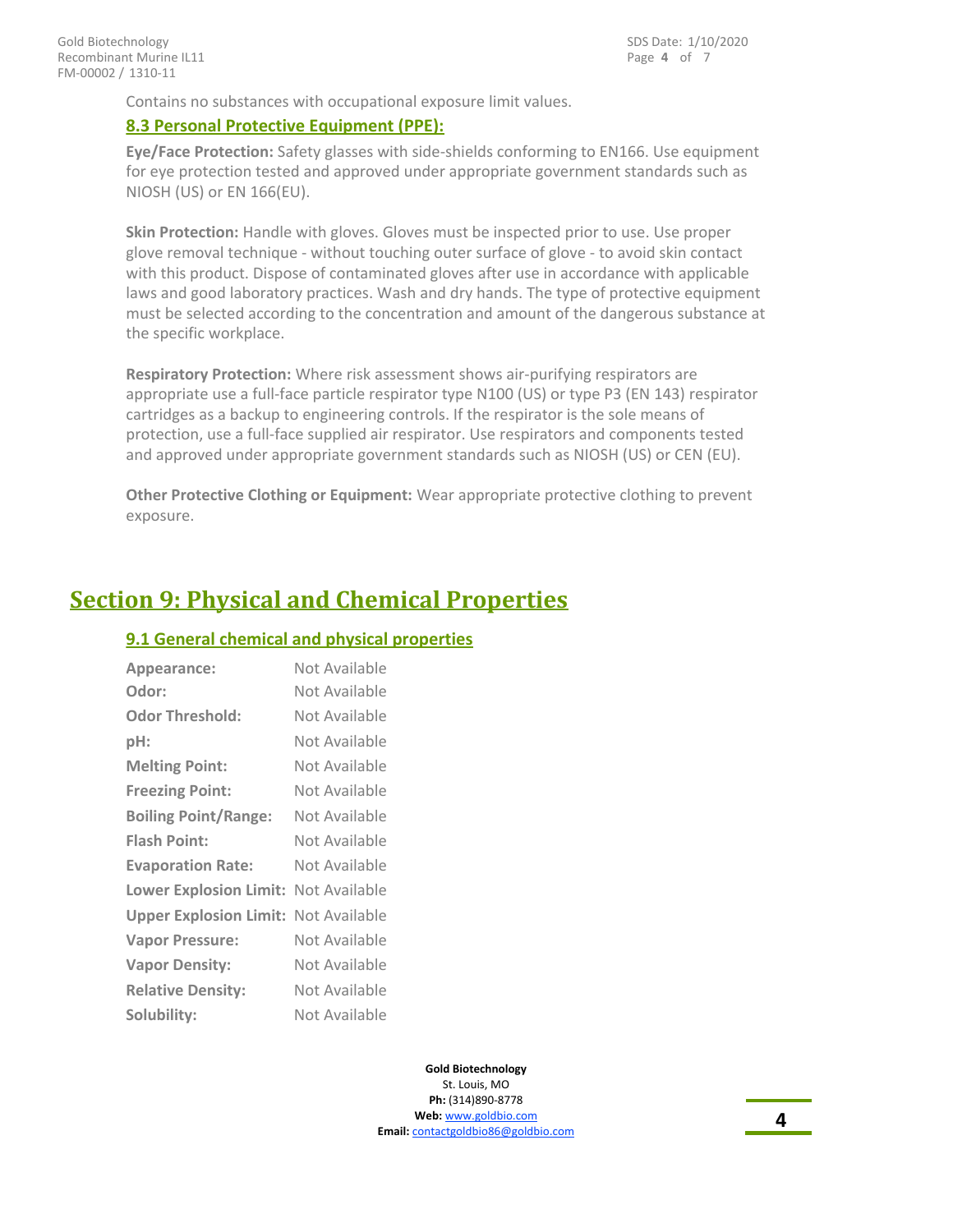Contains no substances with occupational exposure limit values.

### 8.3 Personal Protective Equipment (PPE):

**Eye/Face Protection:** Safety glasses with side-shields conforming to EN166. Use equipment for eye protection tested and approved under appropriate government standards such as NIOSH (US) or EN 166(EU).

**Skin Protection:** Handle with gloves. Gloves must be inspected prior to use. Use proper glove removal technique - without touching outer surface of glove - to avoid skin contact with this product. Dispose of contaminated gloves after use in accordance with applicable laws and good laboratory practices. Wash and dry hands. The type of protective equipment must be selected according to the concentration and amount of the dangerous substance at the specific workplace.

**Respiratory Protection:** Where risk assessment shows air-purifying respirators are appropriate use a full-face particle respirator type N100 (US) or type P3 (EN 143) respirator cartridges as a backup to engineering controls. If the respirator is the sole means of protection, use a full-face supplied air respirator. Use respirators and components tested and approved under appropriate government standards such as NIOSH (US) or CEN (EU).

**Other Protective Clothing or Equipment:** Wear appropriate protective clothing to prevent exposure.

## Section 9: Physical and Chemical Properties

### 9.1 General chemical and physical properties

| | |
|---|---|
| **Appearance:** | Not Available |
| **Odor:** | Not Available |
| **Odor Threshold:** | Not Available |
| **pH:** | Not Available |
| **Melting Point:** | Not Available |
| **Freezing Point:** | Not Available |
| **Boiling Point/Range:** | Not Available |
| **Flash Point:** | Not Available |
| **Evaporation Rate:** | Not Available |
| **Lower Explosion Limit:** | Not Available |
| **Upper Explosion Limit:** | Not Available |
| **Vapor Pressure:** | Not Available |
| **Vapor Density:** | Not Available |
| **Relative Density:** | Not Available |
| **Solubility:** | Not Available |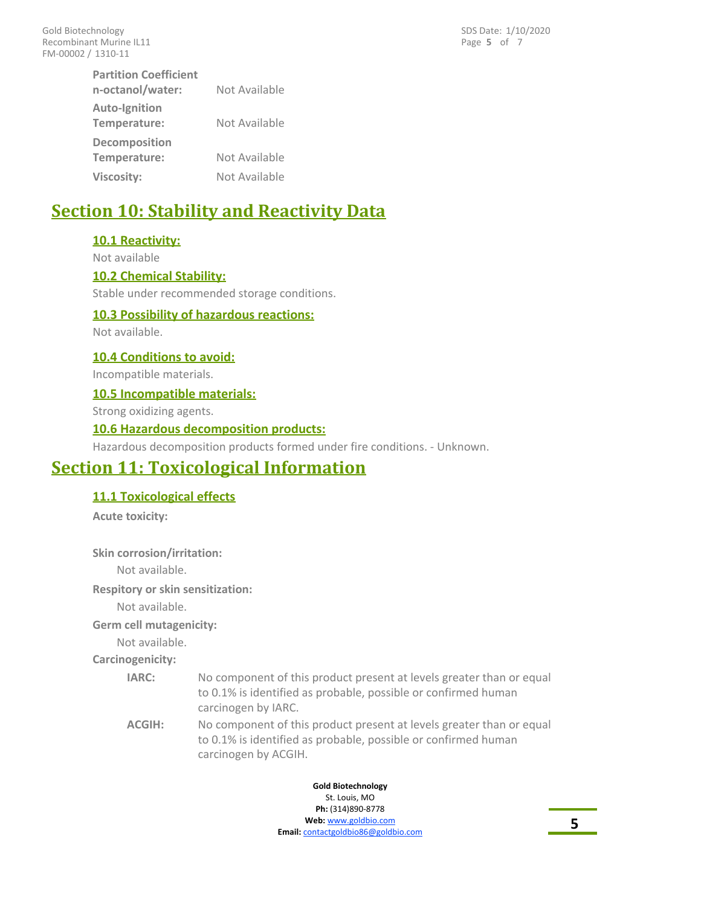**Partition Coefficient n-octanol/water:** Not Available

**Auto-Ignition Temperature:** Not Available

**Decomposition Temperature:** Not Available

**Viscosity:** Not Available

## Section 10: Stability and Reactivity Data

### 10.1 Reactivity:

Not available

### 10.2 Chemical Stability:

Stable under recommended storage conditions.

### 10.3 Possibility of hazardous reactions:

Not available.

### 10.4 Conditions to avoid:

Incompatible materials.

### 10.5 Incompatible materials:

Strong oxidizing agents.

### 10.6 Hazardous decomposition products:

Hazardous decomposition products formed under fire conditions. - Unknown.

## Section 11: Toxicological Information

### 11.1 Toxicological effects

**Acute toxicity:**

**Skin corrosion/irritation:**

Not available.

**Respitory or skin sensitization:**

Not available.

**Germ cell mutagenicity:**

Not available.

**Carcinogenicity:**

**IARC:** No component of this product present at levels greater than or equal to 0.1% is identified as probable, possible or confirmed human carcinogen by IARC.

**ACGIH:** No component of this product present at levels greater than or equal to 0.1% is identified as probable, possible or confirmed human carcinogen by ACGIH.

**Gold Biotechnology**
St. Louis, MO
**Ph:** (314)890-8778
**Web:** www.goldbio.com
**Email:** contactgoldbio86@goldbio.com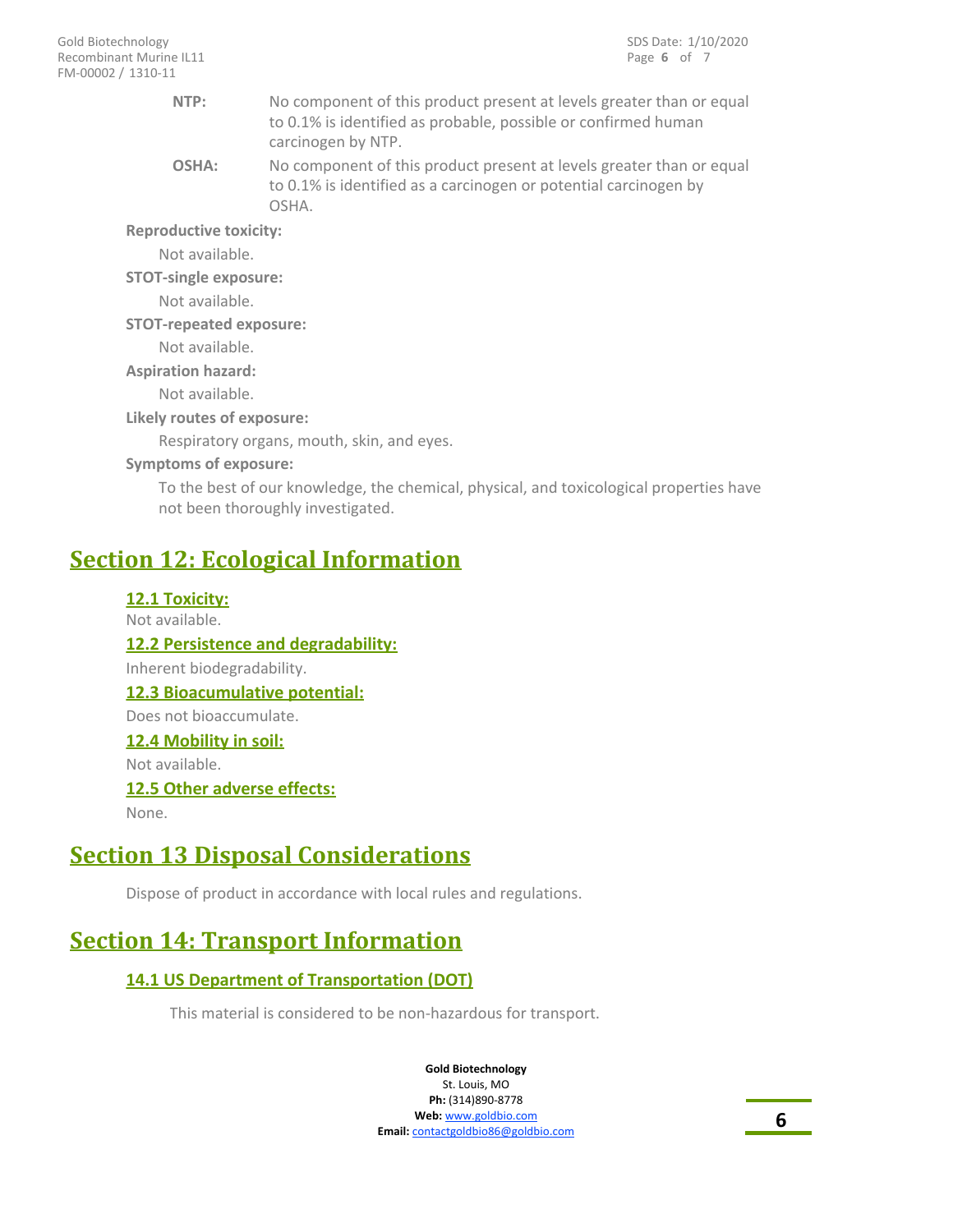**NTP:** No component of this product present at levels greater than or equal to 0.1% is identified as probable, possible or confirmed human carcinogen by NTP.

**OSHA:** No component of this product present at levels greater than or equal to 0.1% is identified as a carcinogen or potential carcinogen by OSHA.

**Reproductive toxicity:**

Not available.

**STOT-single exposure:**

Not available.

**STOT-repeated exposure:**

Not available.

**Aspiration hazard:**

Not available.

**Likely routes of exposure:**

Respiratory organs, mouth, skin, and eyes.

**Symptoms of exposure:**

To the best of our knowledge, the chemical, physical, and toxicological properties have not been thoroughly investigated.

## Section 12: Ecological Information

### 12.1 Toxicity:

Not available.

### 12.2 Persistence and degradability:

Inherent biodegradability.

### 12.3 Bioacumulative potential:

Does not bioaccumulate.

### 12.4 Mobility in soil:

Not available.

### 12.5 Other adverse effects:

None.

## Section 13 Disposal Considerations

Dispose of product in accordance with local rules and regulations.

## Section 14: Transport Information

### 14.1 US Department of Transportation (DOT)

This material is considered to be non-hazardous for transport.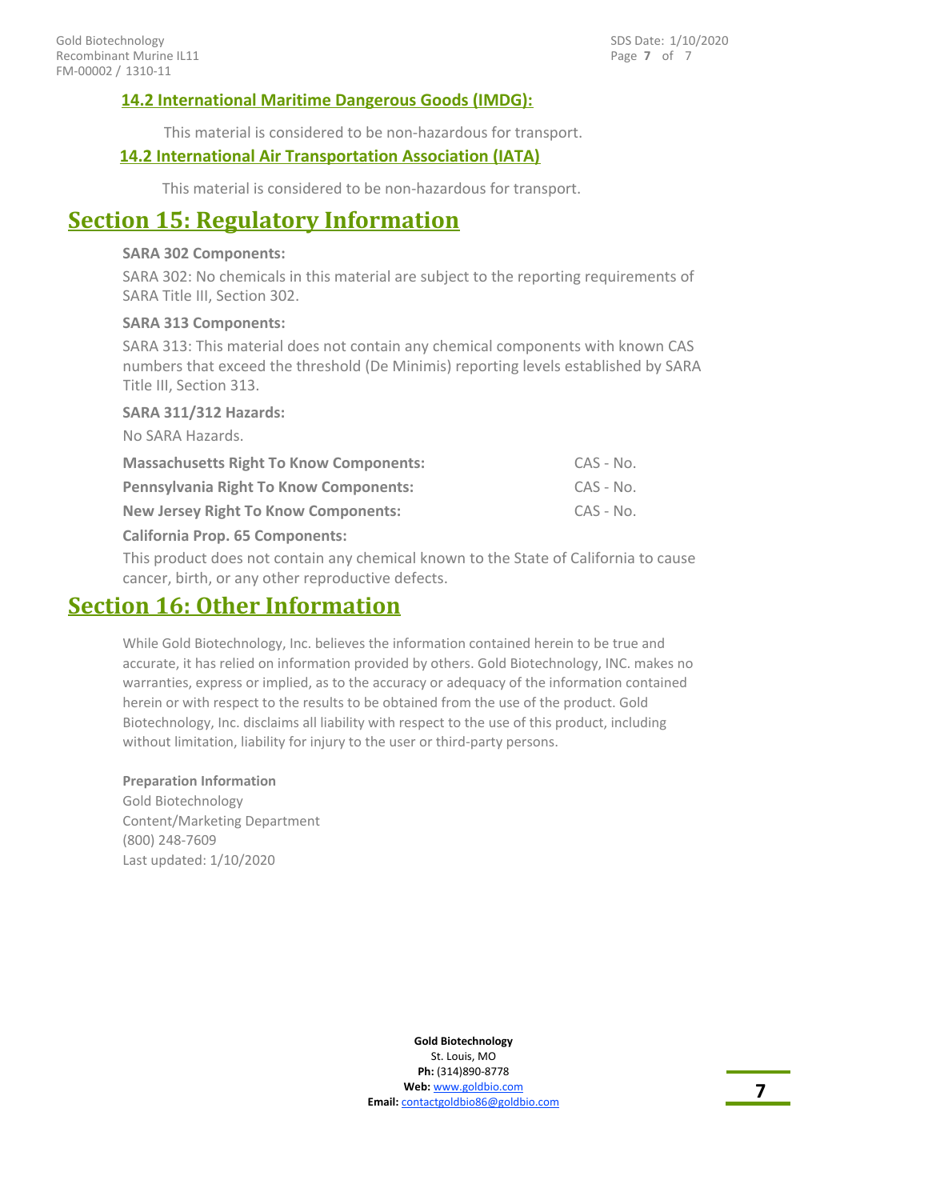### 14.2 International Maritime Dangerous Goods (IMDG):

This material is considered to be non-hazardous for transport.

### 14.2 International Air Transportation Association (IATA)

This material is considered to be non-hazardous for transport.

## Section 15: Regulatory Information

**SARA 302 Components:**

SARA 302: No chemicals in this material are subject to the reporting requirements of SARA Title III, Section 302.

**SARA 313 Components:**

SARA 313: This material does not contain any chemical components with known CAS numbers that exceed the threshold (De Minimis) reporting levels established by SARA Title III, Section 313.

**SARA 311/312 Hazards:**

No SARA Hazards.

| | |
|---|---|
| **Massachusetts Right To Know Components:** | CAS - No. |
| **Pennsylvania Right To Know Components:** | CAS - No. |
| **New Jersey Right To Know Components:** | CAS - No. |

**California Prop. 65 Components:**

This product does not contain any chemical known to the State of California to cause cancer, birth, or any other reproductive defects.

## Section 16: Other Information

While Gold Biotechnology, Inc. believes the information contained herein to be true and accurate, it has relied on information provided by others. Gold Biotechnology, INC. makes no warranties, express or implied, as to the accuracy or adequacy of the information contained herein or with respect to the results to be obtained from the use of the product. Gold Biotechnology, Inc. disclaims all liability with respect to the use of this product, including without limitation, liability for injury to the user or third-party persons.

**Preparation Information**
Gold Biotechnology
Content/Marketing Department
(800) 248-7609
Last updated: 1/10/2020